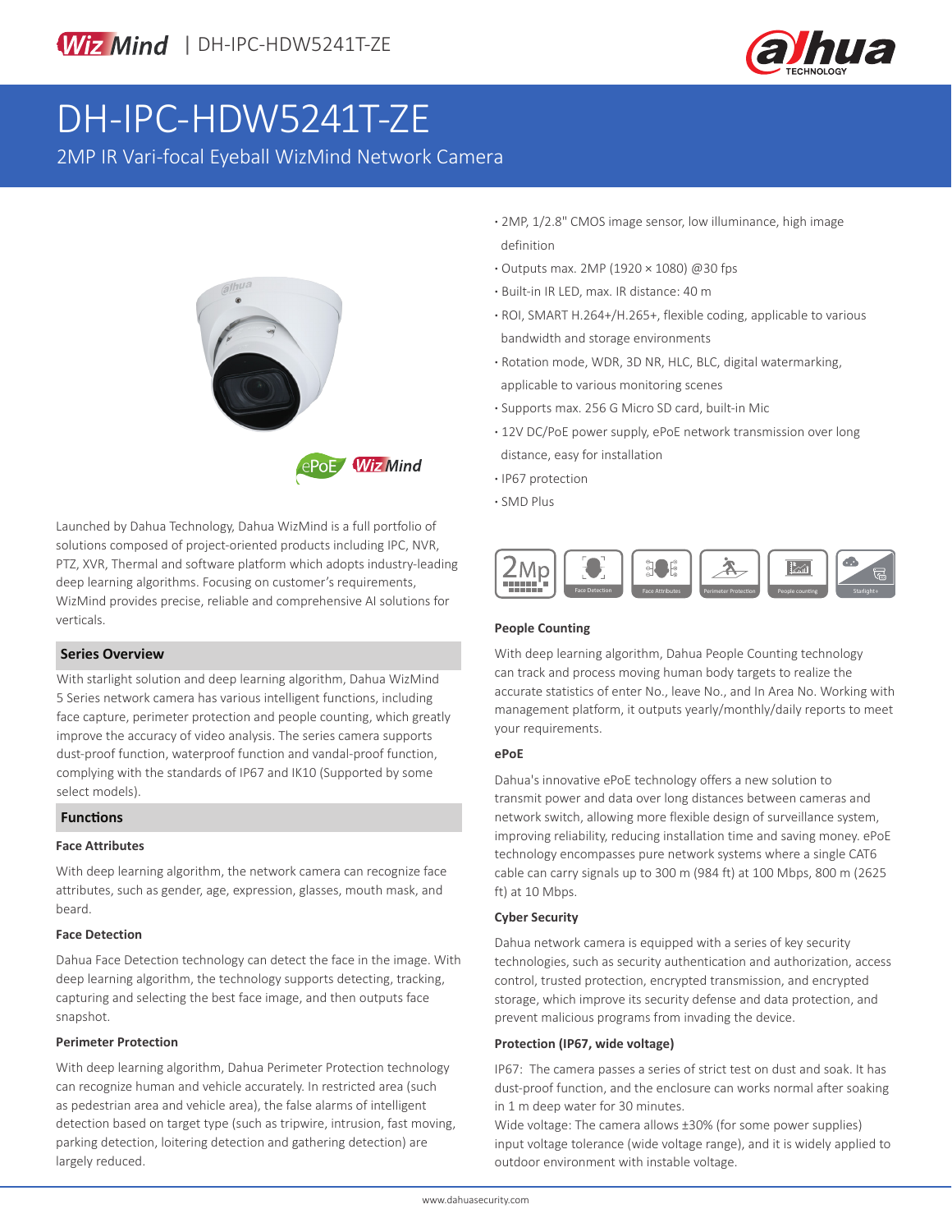# DH-IPC-HDW5241T-ZE

2MP IR Vari-focal Eyeball WizMind Network Camera

- 2MP, 1/2.8" CMOS image sensor, low illuminance, high image definition
- Outputs max. 2MP (1920 × 1080) @30 fps
- Built-in IR LED, max. IR distance: 40 m
- ROI, SMART H.264+/H.265+, flexible coding, applicable to various bandwidth and storage environments
- Rotation mode, WDR, 3D NR, HLC, BLC, digital watermarking, applicable to various monitoring scenes
- Supports max. 256 G Micro SD card, built-in Mic
- 12V DC/PoE power supply, ePoE network transmission over long distance, easy for installation
- IP67 protection
- SMD Plus

Launched by Dahua Technology, Dahua WizMind is a full portfolio of solutions composed of project-oriented products including IPC, NVR, PTZ, XVR, Thermal and software platform which adopts industry-leading deep learning algorithms. Focusing on customer's requirements, WizMind provides precise, reliable and comprehensive AI solutions for verticals.

## Series Overview

With starlight solution and deep learning algorithm, Dahua WizMind 5 Series network camera has various intelligent functions, including face capture, perimeter protection and people counting, which greatly improve the accuracy of video analysis. The series camera supports dust-proof function, waterproof function and vandal-proof function, complying with the standards of IP67 and IK10 (Supported by some select models).

## Functions

### Face Attributes

With deep learning algorithm, the network camera can recognize face attributes, such as gender, age, expression, glasses, mouth mask, and beard.

### Face Detection

Dahua Face Detection technology can detect the face in the image. With deep learning algorithm, the technology supports detecting, tracking, capturing and selecting the best face image, and then outputs face snapshot.

### Perimeter Protection

With deep learning algorithm, Dahua Perimeter Protection technology can recognize human and vehicle accurately. In restricted area (such as pedestrian area and vehicle area), the false alarms of intelligent detection based on target type (such as tripwire, intrusion, fast moving, parking detection, loitering detection and gathering detection) are largely reduced.

### People Counting

With deep learning algorithm, Dahua People Counting technology can track and process moving human body targets to realize the accurate statistics of enter No., leave No., and In Area No. Working with management platform, it outputs yearly/monthly/daily reports to meet your requirements.

### ePoE

Dahua's innovative ePoE technology offers a new solution to transmit power and data over long distances between cameras and network switch, allowing more flexible design of surveillance system, improving reliability, reducing installation time and saving money. ePoE technology encompasses pure network systems where a single CAT6 cable can carry signals up to 300 m (984 ft) at 100 Mbps, 800 m (2625 ft) at 10 Mbps.

### Cyber Security

Dahua network camera is equipped with a series of key security technologies, such as security authentication and authorization, access control, trusted protection, encrypted transmission, and encrypted storage, which improve its security defense and data protection, and prevent malicious programs from invading the device.

### Protection (IP67, wide voltage)

IP67: The camera passes a series of strict test on dust and soak. It has dust-proof function, and the enclosure can works normal after soaking in 1 m deep water for 30 minutes.

Wide voltage: The camera allows ±30% (for some power supplies) input voltage tolerance (wide voltage range), and it is widely applied to outdoor environment with instable voltage.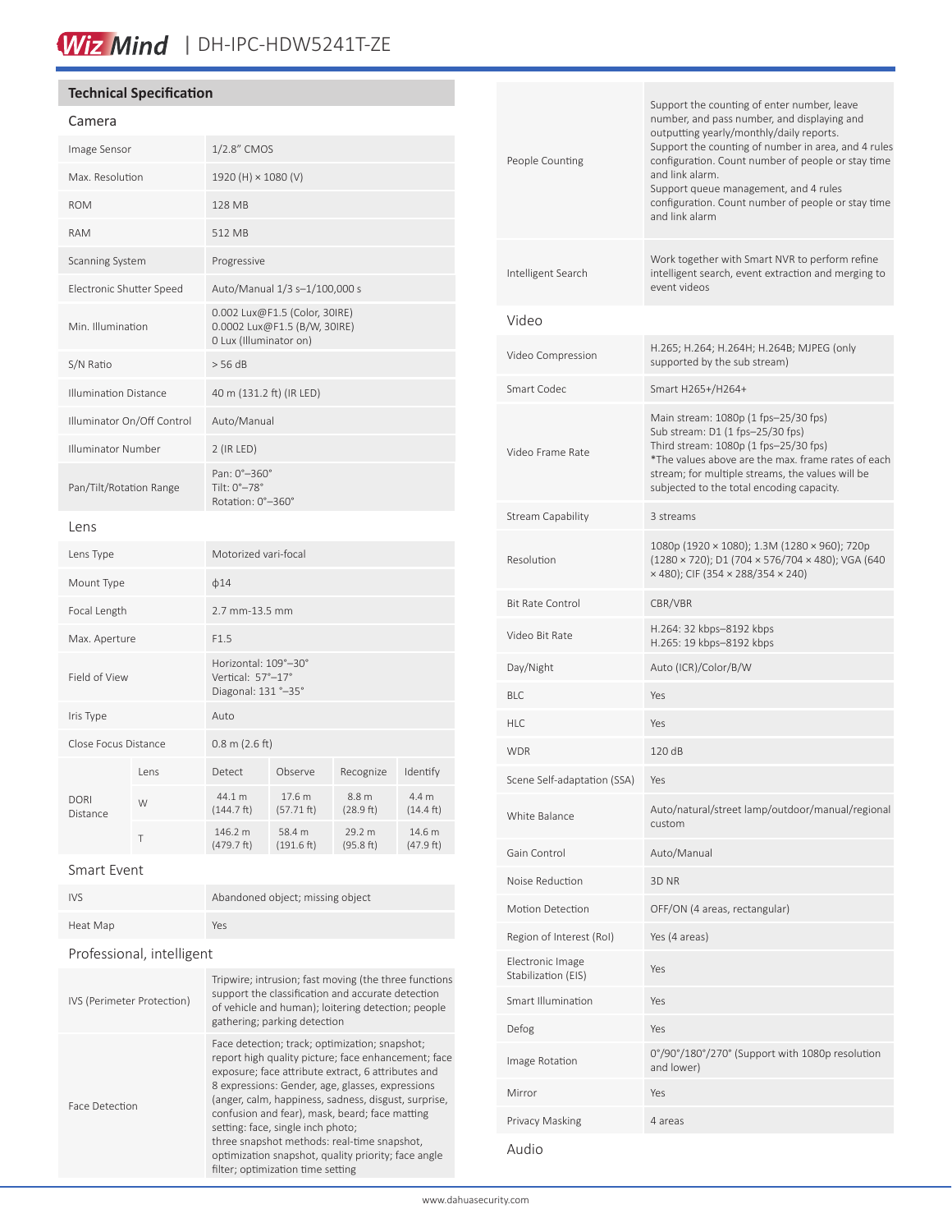## Technical Specification

### Camera

| | |
|---|---|
| Image Sensor | 1/2.8" CMOS |
| Max. Resolution | 1920 (H) × 1080 (V) |
| ROM | 128 MB |
| RAM | 512 MB |
| Scanning System | Progressive |
| Electronic Shutter Speed | Auto/Manual 1/3 s–1/100,000 s |
| Min. Illumination | 0.002 Lux@F1.5 (Color, 30IRE)<br>0.0002 Lux@F1.5 (B/W, 30IRE)<br>0 Lux (Illuminator on) |
| S/N Ratio | > 56 dB |
| Illumination Distance | 40 m (131.2 ft) (IR LED) |
| Illuminator On/Off Control | Auto/Manual |
| Illuminator Number | 2 (IR LED) |
| Pan/Tilt/Rotation Range | Pan: 0°–360°<br>Tilt: 0°–78°<br>Rotation: 0°–360° |

### Lens

| | |
|---|---|
| Lens Type | Motorized vari-focal |
| Mount Type | ϕ14 |
| Focal Length | 2.7 mm-13.5 mm |
| Max. Aperture | F1.5 |
| Field of View | Horizontal: 109°–30°<br>Vertical: 57°–17°<br>Diagonal: 131 °–35° |
| Iris Type | Auto |
| Close Focus Distance | 0.8 m (2.6 ft) |

| DORI Distance | Lens | Detect | Observe | Recognize | Identify |
|---|---|---|---|---|---|
| | W | 44.1 m (144.7 ft) | 17.6 m (57.71 ft) | 8.8 m (28.9 ft) | 4.4 m (14.4 ft) |
| | T | 146.2 m (479.7 ft) | 58.4 m (191.6 ft) | 29.2 m (95.8 ft) | 14.6 m (47.9 ft) |

### Smart Event

| | |
|---|---|
| IVS | Abandoned object; missing object |
| Heat Map | Yes |

### Professional, intelligent

| | |
|---|---|
| IVS (Perimeter Protection) | Tripwire; intrusion; fast moving (the three functions support the classification and accurate detection of vehicle and human); loitering detection; people gathering; parking detection |
| Face Detection | Face detection; track; optimization; snapshot; report high quality picture; face enhancement; face exposure; face attribute extract, 6 attributes and 8 expressions: Gender, age, glasses, expressions (anger, calm, happiness, sadness, disgust, surprise, confusion and fear), mask, beard; face matting setting: face, single inch photo;<br>three snapshot methods: real-time snapshot, optimization snapshot, quality priority; face angle filter; optimization time setting |
| People Counting | Support the counting of enter number, leave number, and pass number, and displaying and outputting yearly/monthly/daily reports.<br>Support the counting of number in area, and 4 rules configuration. Count number of people or stay time and link alarm.<br>Support queue management, and 4 rules configuration. Count number of people or stay time and link alarm |
| Intelligent Search | Work together with Smart NVR to perform refine intelligent search, event extraction and merging to event videos |

### Video

| | |
|---|---|
| Video Compression | H.265; H.264; H.264H; H.264B; MJPEG (only supported by the sub stream) |
| Smart Codec | Smart H265+/H264+ |
| Video Frame Rate | Main stream: 1080p (1 fps–25/30 fps)<br>Sub stream: D1 (1 fps–25/30 fps)<br>Third stream: 1080p (1 fps–25/30 fps)<br>*The values above are the max. frame rates of each stream; for multiple streams, the values will be subjected to the total encoding capacity. |
| Stream Capability | 3 streams |
| Resolution | 1080p (1920 × 1080); 1.3M (1280 × 960); 720p (1280 × 720); D1 (704 × 576/704 × 480); VGA (640 × 480); CIF (354 × 288/354 × 240) |
| Bit Rate Control | CBR/VBR |
| Video Bit Rate | H.264: 32 kbps–8192 kbps<br>H.265: 19 kbps–8192 kbps |
| Day/Night | Auto (ICR)/Color/B/W |
| BLC | Yes |
| HLC | Yes |
| WDR | 120 dB |
| Scene Self-adaptation (SSA) | Yes |
| White Balance | Auto/natural/street lamp/outdoor/manual/regional custom |
| Gain Control | Auto/Manual |
| Noise Reduction | 3D NR |
| Motion Detection | OFF/ON (4 areas, rectangular) |
| Region of Interest (RoI) | Yes (4 areas) |
| Electronic Image Stabilization (EIS) | Yes |
| Smart Illumination | Yes |
| Defog | Yes |
| Image Rotation | 0°/90°/180°/270° (Support with 1080p resolution and lower) |
| Mirror | Yes |
| Privacy Masking | 4 areas |

### Audio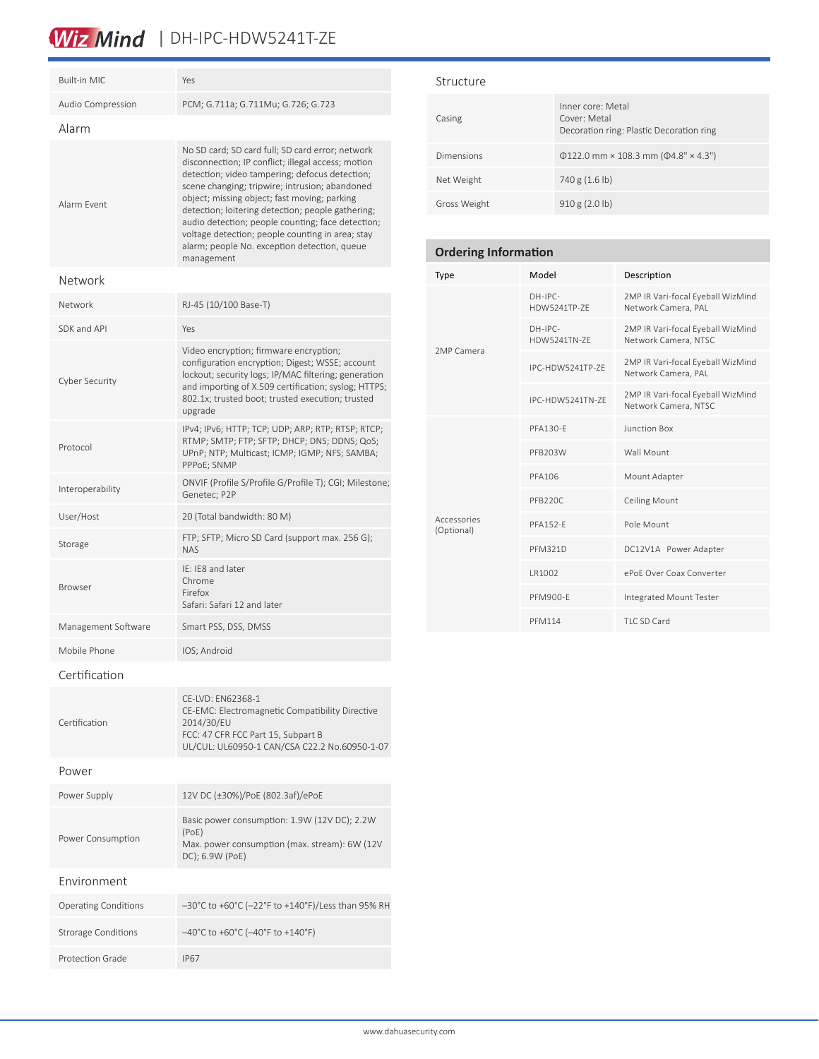| | |
|---|---|
| Built-in MIC | Yes |
| Audio Compression | PCM; G.711a; G.711Mu; G.726; G.723 |

## Alarm

| | |
|---|---|
| Alarm Event | No SD card; SD card full; SD card error; network disconnection; IP conflict; illegal access; motion detection; video tampering; defocus detection; scene changing; tripwire; intrusion; abandoned object; missing object; fast moving; parking detection; loitering detection; people gathering; audio detection; people counting; face detection; voltage detection; people counting in area; stay alarm; people No. exception detection, queue management |

## Network

| | |
|---|---|
| Network | RJ-45 (10/100 Base-T) |
| SDK and API | Yes |
| Cyber Security | Video encryption; firmware encryption; configuration encryption; Digest; WSSE; account lockout; security logs; IP/MAC filtering; generation and importing of X.509 certification; syslog; HTTPS; 802.1x; trusted boot; trusted execution; trusted upgrade |
| Protocol | IPv4; IPv6; HTTP; TCP; UDP; ARP; RTP; RTSP; RTCP; RTMP; SMTP; FTP; SFTP; DHCP; DNS; DDNS; QoS; UPnP; NTP; Multicast; ICMP; IGMP; NFS; SAMBA; PPPoE; SNMP |
| Interoperability | ONVIF (Profile S/Profile G/Profile T); CGI; Milestone; Genetec; P2P |
| User/Host | 20 (Total bandwidth: 80 M) |
| Storage | FTP; SFTP; Micro SD Card (support max. 256 G); NAS |
| Browser | IE: IE8 and later<br>Chrome<br>Firefox<br>Safari: Safari 12 and later |
| Management Software | Smart PSS, DSS, DMSS |
| Mobile Phone | IOS; Android |

## Certification

| | |
|---|---|
| Certification | CE-LVD: EN62368-1<br>CE-EMC: Electromagnetic Compatibility Directive 2014/30/EU<br>FCC: 47 CFR FCC Part 15, Subpart B<br>UL/CUL: UL60950-1 CAN/CSA C22.2 No.60950-1-07 |

## Power

| | |
|---|---|
| Power Supply | 12V DC (±30%)/PoE (802.3af)/ePoE |
| Power Consumption | Basic power consumption: 1.9W (12V DC); 2.2W (PoE)<br>Max. power consumption (max. stream): 6W (12V DC); 6.9W (PoE) |

## Environment

| | |
|---|---|
| Operating Conditions | –30°C to +60°C (–22°F to +140°F)/Less than 95% RH |
| Strorage Conditions | –40°C to +60°C (–40°F to +140°F) |
| Protection Grade | IP67 |

## Structure

| | |
|---|---|
| Casing | Inner core: Metal<br>Cover: Metal<br>Decoration ring: Plastic Decoration ring |
| Dimensions | Φ122.0 mm × 108.3 mm (Φ4.8" × 4.3") |
| Net Weight | 740 g (1.6 lb) |
| Gross Weight | 910 g (2.0 lb) |

## Ordering Information

| Type | Model | Description |
|---|---|---|
| 2MP Camera | DH-IPC-HDW5241TP-ZE | 2MP IR Vari-focal Eyeball WizMind Network Camera, PAL |
| | DH-IPC-HDW5241TN-ZE | 2MP IR Vari-focal Eyeball WizMind Network Camera, NTSC |
| | IPC-HDW5241TP-ZE | 2MP IR Vari-focal Eyeball WizMind Network Camera, PAL |
| | IPC-HDW5241TN-ZE | 2MP IR Vari-focal Eyeball WizMind Network Camera, NTSC |
| Accessories (Optional) | PFA130-E | Junction Box |
| | PFB203W | Wall Mount |
| | PFA106 | Mount Adapter |
| | PFB220C | Ceiling Mount |
| | PFA152-E | Pole Mount |
| | PFM321D | DC12V1A Power Adapter |
| | LR1002 | ePoE Over Coax Converter |
| | PFM900-E | Integrated Mount Tester |
| | PFM114 | TLC SD Card |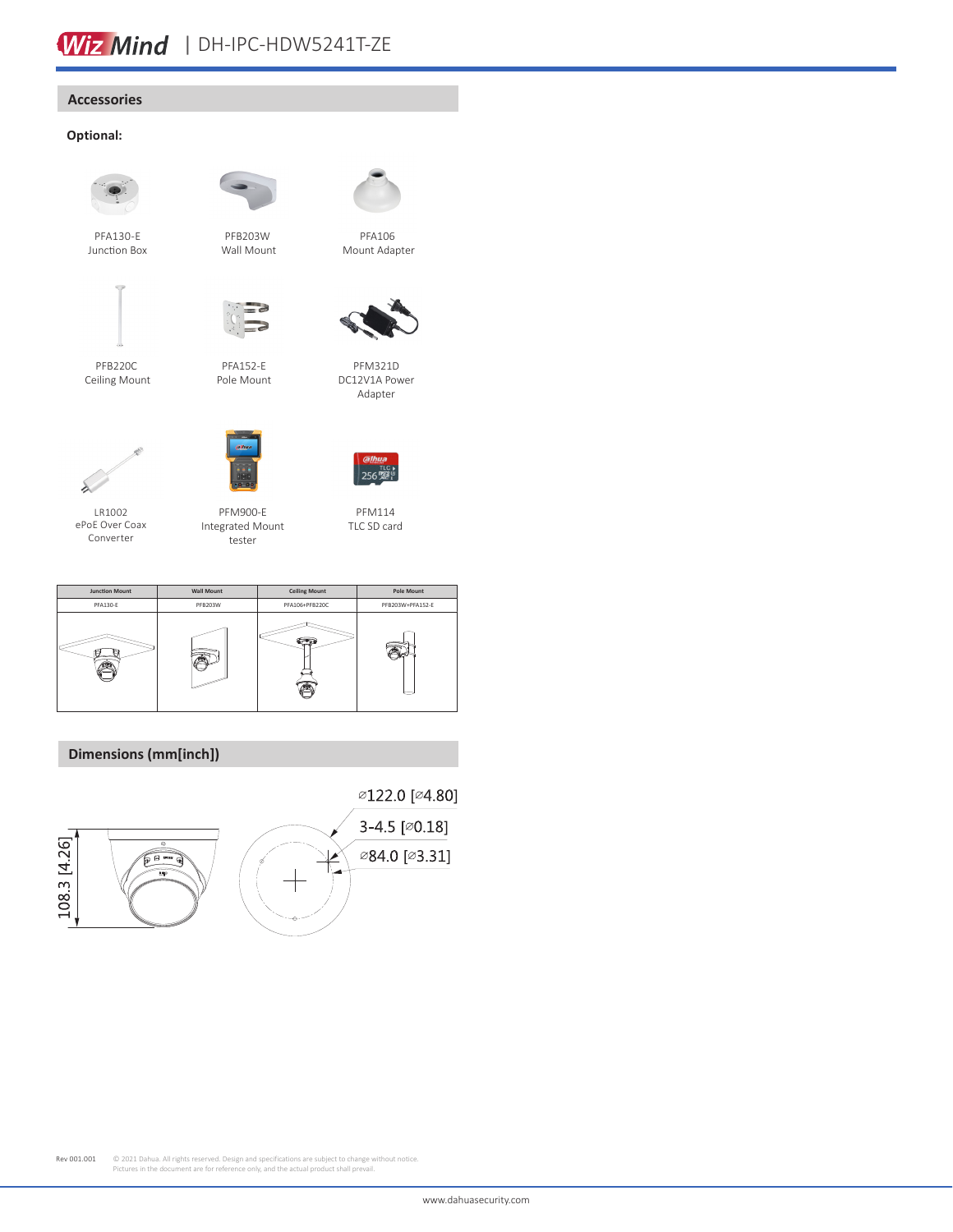## Accessories

**Optional:**

PFA130-E
Junction Box

PFB203W
Wall Mount

PFA106
Mount Adapter

PFB220C
Ceiling Mount

PFA152-E
Pole Mount

PFM321D
DC12V1A Power Adapter

LR1002
ePoE Over Coax Converter

PFM900-E
Integrated Mount tester

PFM114
TLC SD card

| Junction Mount | Wall Mount | Ceiling Mount | Pole Mount |
|---|---|---|---|
| PFA130-E | PFB203W | PFA106+PFB220C | PFB203W+PFA152-E |

## Dimensions (mm[inch])

⌀122.0 [⌀4.80]

3-4.5 [⌀0.18]

⌀84.0 [⌀3.31]

108.3 [4.26]

Rev 001.001

© 2021 Dahua. All rights reserved. Design and specifications are subject to change without notice.
Pictures in the document are for reference only, and the actual product shall prevail.

www.dahuasecurity.com